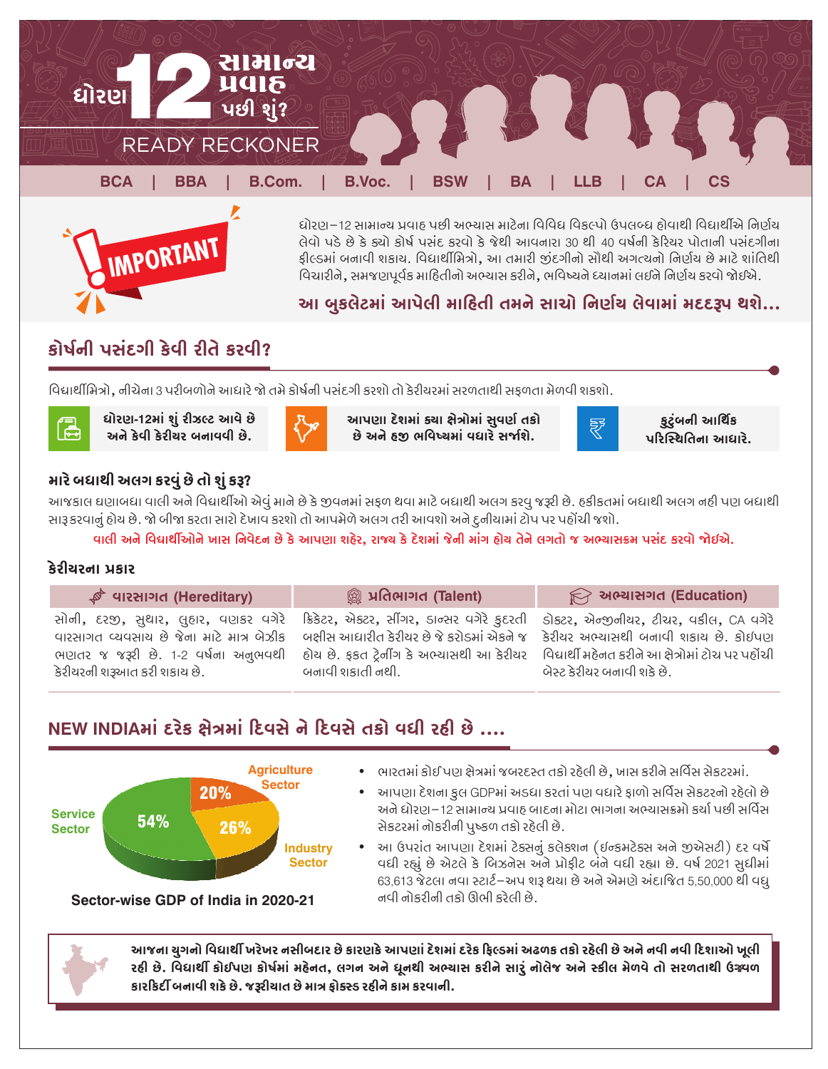# ધોરણ 12 સામાન્ય પ્રવાહ પછી શું?

## READY RECKONER

BCA | BBA | B.Com. | B.Voc. | BSW | BA | LLB | CA | CS

**IMPORTANT**

ધોરણ–12 સામાન્ય પ્રવાહ પછી અભ્યાસ માટેના વિવિધ વિકલ્પો ઉપલબ્ધ હોવાથી વિદ્યાર્થીએ નિર્ણય લેવો પડે છે કે ક્યો કોર્ષ પસંદ કરવો કે જેથી આવનારા 30 થી 40 વર્ષની કેરિયર પોતાની પસંદગીના ફીલ્ડમાં બનાવી શકાય. વિદ્યાર્થીમિત્રો, આ તમારી જીંદગીનો સૌથી અગત્યનો નિર્ણય છે માટે શાંતિથી વિચારીને, સમજણપૂર્વક માહિતીનો અભ્યાસ કરીને, ભવિષ્યને ધ્યાનમાં લઇને નિર્ણય કરવો જોઇએ.

**આ બુકલેટમાં આપેલી માહિતી તમને સાચો નિર્ણય લેવામાં મદદરૂપ થશે...**

## કોર્ષની પસંદગી કેવી રીતે કરવી?

વિદ્યાર્થીમિત્રો, નીચેના 3 પરીબળોને આધારે જો તમે કોર્ષની પસંદગી કરશો તો કેરીયરમાં સરળતાથી સફળતા મેળવી શકશો.

- **ધોરણ-12માં શું રીઝલ્ટ આવે છે અને કેવી કેરીયર બનાવવી છે.**
- **આપણા દેશમાં ક્યા ક્ષેત્રોમાં સુવર્ણ તકો છે અને હજી ભવિષ્યમાં વધારે સર્જાશે.**
- **કુટુંબની આર્થિક પરિસ્થિતિના આધારે.**

### મારે બધાથી અલગ કરવું છે તો શું કરૂ?

આજકાલ ઘણાબધા વાલી અને વિદ્યાર્થીઓ એવું માને છે કે જીવનમાં સફળ થવા માટે બધાથી અલગ કરવુ જરૂરી છે. હકીકતમાં બધાથી અલગ નહી પણ બધાથી સારૂ કરવાનું હોય છે. જો બીજા કરતા સારો દેખાવ કરશો તો આપમેળે અલગ તરી આવશો અને દુનીયામાં ટોપ પર પહોંચી જશો.

**વાલી અને વિદ્યાર્થીઓને ખાસ નિવેદન છે કે આપણા શહેર, રાજ્ય કે દેશમાં જેની માંગ હોય તેને લગતો જ અભ્યાસક્રમ પસંદ કરવો જોઇએ.**

### કેરીયરના પ્રકાર

| વારસાગત (Hereditary) | પ્રતિભાગત (Talent) | અભ્યાસગત (Education) |
|---|---|---|
| સોની, દરજી, સુથાર, લુહાર, વણકર વગેરે વારસાગત વ્યવસાય છે જેના માટે માત્ર બેઝીક ભણતર જ જરૂરી છે. 1-2 વર્ષના અનુભવથી કેરીયરની શરૂઆત કરી શકાય છે. | ક્રિકેટર, એક્ટર, સીંગર, ડાન્સર વગેરે કુદરતી બક્ષીસ આધારીત કેરીયર છે જે કરોડમાં એકને જ હોય છે. ફક્ત ટ્રેનીંગ કે અભ્યાસથી આ કેરીયર બનાવી શકાતી નથી. | ડોક્ટર, એન્જીનીયર, ટીચર, વકીલ, CA વગેરે કેરીયર અભ્યાસથી બનાવી શકાય છે. કોઇપણ વિદ્યાર્થી મહેનત કરીને આ ક્ષેત્રોમાં ટોચ પર પહોંચી બેસ્ટ કેરીયર બનાવી શકે છે. |

## NEW INDIAમાં દરેક ક્ષેત્રમાં દિવસે ને દિવસે તકો વધી રહી છે ....

| Sector | Share |
|---|---|
| Service Sector | 54% |
| Industry Sector | 26% |
| Agriculture Sector | 20% |

Sector-wise GDP of India in 2020-21

- ભારતમાં કોઈપણ ક્ષેત્રમાં જબરદસ્ત તકો રહેલી છે, ખાસ કરીને સર્વિસ સેક્ટરમાં.
- આપણા દેશના કુલ GDPમાં અડધા કરતાં પણ વધારે ફાળો સર્વિસ સેક્ટરનો રહેલો છે અને ધોરણ–12 સામાન્ય પ્રવાહ બાદના મોટા ભાગના અભ્યાસક્રમો કર્યા પછી સર્વિસ સેક્ટરમાં નોકરીની પુષ્કળ તકો રહેલી છે.
- આ ઉપરાંત આપણા દેશમાં ટેક્સનું કલેક્શન (ઇન્કમટેક્સ અને જીએસટી) દર વર્ષે વધી રહ્યું છે એટલે કે બિઝનેસ અને પ્રોફીટ બંને વધી રહ્યા છે. વર્ષ 2021 સુધીમાં 63,613 જેટલા નવા સ્ટાર્ટ–અપ શરૂ થયા છે અને એમણે અંદાજિત 5,50,000 થી વધુ નવી નોકરીની તકો ઊભી કરેલી છે.

**આજના યુગનો વિદ્યાર્થી ખરેખર નસીબદાર છે કારણકે આપણાં દેશમાં દરેક ફિલ્ડમાં અઢળક તકો રહેલી છે અને નવી નવી દિશાઓ ખૂલી રહી છે. વિદ્યાર્થી કોઇપણ કોર્ષમાં મહેનત, લગન અને ધૂનથી અભ્યાસ કરીને સારું નોલેજ અને સ્કીલ મેળવે તો સરળતાથી ઉજ્વળ કારકિર્દી બનાવી શકે છે. જરૂરીયાત છે માત્ર ફોકસ્ડ રહીને કામ કરવાની.**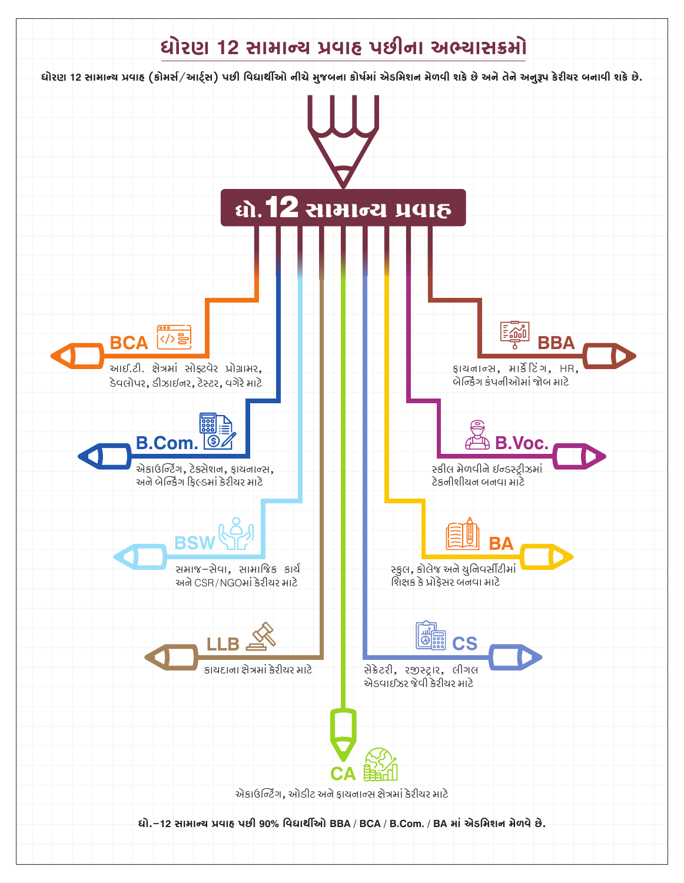# ધોરણ 12 સામાન્ય પ્રવાહ પછીના અભ્યાસક્રમો

**ધોરણ 12 સામાન્ય પ્રવાહ (કોમર્સ/આર્ટ્સ) પછી વિદ્યાર્થીઓ નીચે મુજબના કોર્ષમાં એડમિશન મેળવી શકે છે અને તેને અનુરૂપ કેરીયર બનાવી શકે છે.**

## ધો.12 સામાન્ય પ્રવાહ

### BCA
આઈ.ટી. ક્ષેત્રમાં સોફ્ટવેર પ્રોગ્રામર, ડેવલોપર, ડીઝાઈનર, ટેસ્ટર, વગેરે માટે

### BBA
ફાયનાન્સ, માર્કેટિંગ, HR, બેન્કિંગ કંપનીઓમાં જોબ માટે

### B.Com.
એકાઉન્ટિંગ, ટેક્સેશન, ફાયનાન્સ, અને બેન્કિંગ ફિલ્ડમાં કેરીયર માટે

### B.Voc.
સ્કીલ મેળવીને ઇન્ડસ્ટ્રીઝમાં ટેકનીશીયન બનવા માટે

### BSW
સમાજ-સેવા, સામાજિક કાર્ય અને CSR/NGOમાં કેરીયર માટે

### BA
સ્કુલ, કોલેજ અને યુનિવર્સીટીમાં શિક્ષક કે પ્રોફેસર બનવા માટે

### LLB
કાયદાના ક્ષેત્રમાં કેરીયર માટે

### CS
સેક્રેટરી, રજીસ્ટ્રાર, લીગલ એડવાઈઝર જેવી કેરીયર માટે

### CA
એકાઉન્ટિંગ, ઓડીટ અને ફાયનાન્સ ક્ષેત્રમાં કેરીયર માટે

**ધો.-12 સામાન્ય પ્રવાહ પછી 90% વિદ્યાર્થીઓ BBA / BCA / B.Com. / BA માં એડમિશન મેળવે છે.**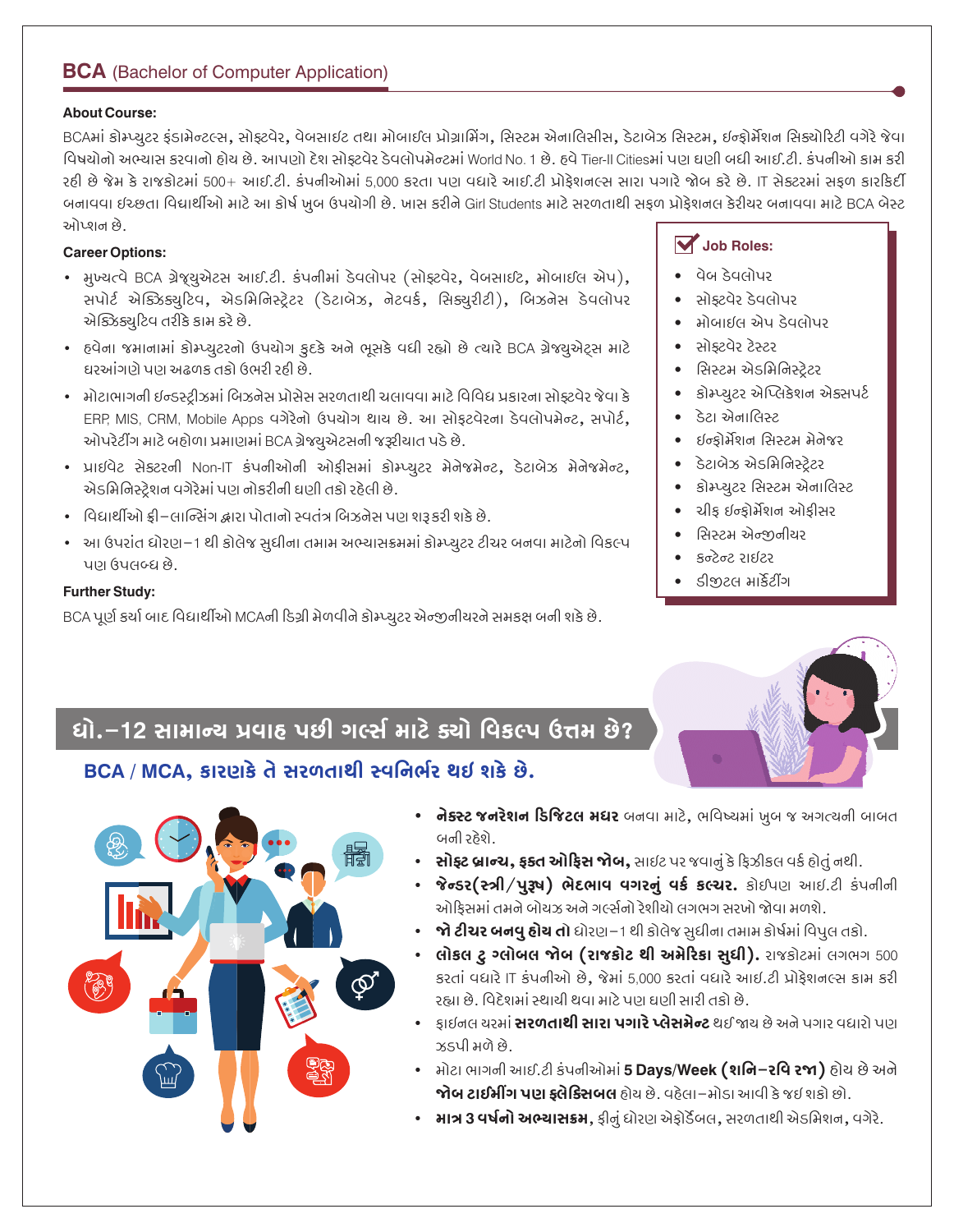## BCA (Bachelor of Computer Application)

**About Course:**

BCAમાં કોમ્પ્યુટર ફંડામેન્ટલ્સ, સોફ્ટવેર, વેબસાઇટ તથા મોબાઈલ પ્રોગ્રામિંગ, સિસ્ટમ એનાલિસીસ, ડેટાબેઝ સિસ્ટમ, ઇન્ફોર્મેશન સિક્યોરિટી વગેરે જેવા વિષયોનો અભ્યાસ કરવાનો હોય છે. આપણો દેશ સોફ્ટવેર ડેવલોપમેન્ટમાં World No. 1 છે. હવે Tier-II Citiesમાં પણ ઘણી બધી આઈ.ટી. કંપનીઓ કામ કરી રહી છે જેમ કે રાજકોટમાં 500+ આઈ.ટી. કંપનીઓમાં 5,000 કરતા પણ વધારે આઈ.ટી પ્રોફેશનલ્સ સારા પગારે જોબ કરે છે. IT સેક્ટરમાં સફળ કારકિર્દી બનાવવા ઇચ્છતા વિદ્યાર્થીઓ માટે આ કોર્ષ ખુબ ઉપયોગી છે. ખાસ કરીને Girl Students માટે સરળતાથી સફળ પ્રોફેશનલ કેરીયર બનાવવા માટે BCA બેસ્ટ ઓપ્શન છે.

**Career Options:**

- મુખ્યત્વે BCA ગ્રેજ્યુએટસ આઈ.ટી. કંપનીમાં ડેવલોપર (સોફ્ટવેર, વેબસાઇટ, મોબાઈલ એપ), સપોર્ટ એક્ઝિક્યુટિવ, એડમિનિસ્ટ્રેટર (ડેટાબેઝ, નેટવર્ક, સિક્યુરીટી), બિઝનેસ ડેવલોપર એક્ઝિક્યુટિવ તરીકે કામ કરે છે.
- હવેના જમાનામાં કોમ્પ્યુટરનો ઉપયોગ કુદકે અને ભૂસકે વધી રહ્યો છે ત્યારે BCA ગ્રેજ્યુએટ્સ માટે ઘરઆંગણે પણ અઢળક તકો ઉભરી રહી છે.
- મોટાભાગની ઇન્ડસ્ટ્રીઝમાં બિઝનેસ પ્રોસેસ સરળતાથી ચલાવવા માટે વિવિધ પ્રકારના સોફ્ટવેર જેવા કે ERP, MIS, CRM, Mobile Apps વગેરેનો ઉપયોગ થાય છે. આ સોફ્ટવેરના ડેવલોપમેન્ટ, સપોર્ટ, ઓપરેટીંગ માટે બહોળા પ્રમાણમાં BCA ગ્રેજ્યુએટસની જરૂરિયાત પડે છે.
- પ્રાઈવેટ સેક્ટરની Non-IT કંપનીઓની ઓફીસમાં કોમ્પ્યુટર મેનેજમેન્ટ, ડેટાબેઝ મેનેજમેન્ટ, એડમિનિસ્ટ્રેશન વગેરેમાં પણ નોકરીની ઘણી તકો રહેલી છે.
- વિદ્યાર્થીઓ ફ્રી-લાન્સિંગ દ્વારા પોતાનો સ્વતંત્ર બિઝનેસ પણ શરૂ કરી શકે છે.
- આ ઉપરાંત ધોરણ-1 થી કોલેજ સુધીના તમામ અભ્યાસક્રમમાં કોમ્પ્યુટર ટીચર બનવા માટેનો વિકલ્પ પણ ઉપલબ્ધ છે.

**Further Study:**

BCA પૂર્ણ કર્યા બાદ વિદ્યાર્થીઓ MCAની ડિગ્રી મેળવીને કોમ્પ્યુટર એન્જીનીયરને સમકક્ષ બની શકે છે.

**Job Roles:**

- વેબ ડેવલોપર
- સોફ્ટવેર ડેવલોપર
- મોબાઈલ એપ ડેવલોપર
- સોફ્ટવેર ટેસ્ટર
- સિસ્ટમ એડમિનિસ્ટ્રેટર
- કોમ્પ્યુટર એપ્લિકેશન એક્સપર્ટ
- ડેટા એનાલિસ્ટ
- ઇન્ફોર્મેશન સિસ્ટમ મેનેજર
- ડેટાબેઝ એડમિનિસ્ટ્રેટર
- કોમ્પ્યુટર સિસ્ટમ એનાલિસ્ટ
- ચીફ ઇન્ફોર્મેશન ઓફીસર
- સિસ્ટમ એન્જીનીયર
- કન્ટેન્ટ રાઇટર
- ડીજીટલ માર્કેટીંગ

## ધો.-12 સામાન્ય પ્રવાહ પછી ગર્લ્સ માટે ક્યો વિકલ્પ ઉત્તમ છે?

### BCA / MCA, કારણકે તે સરળતાથી સ્વનિર્ભર થઇ શકે છે.

- **નેક્સ્ટ જનરેશન ડિજિટલ મધર** બનવા માટે, ભવિષ્યમાં ખુબ જ અગત્યની બાબત બની રહેશે.
- **સોફ્ટ બ્રાન્ચ, ફક્ત ઓફિસ જોબ,** સાઇટ પર જવાનું કે ફિઝીકલ વર્ક હોતું નથી.
- **જેન્ડર(સ્ત્રી/પુરૂષ) ભેદભાવ વગરનું વર્ક કલ્ચર.** કોઈપણ આઇ.ટી કંપનીની ઓફિસમાં તમને બોયઝ અને ગર્લ્સનો રેશીયો લગભગ સરખો જોવા મળશે.
- **જો ટીચર બનવુ હોય તો** ધોરણ-1 થી કોલેજ સુધીના તમામ કોર્ષમાં વિપુલ તકો.
- **લોકલ ટુ ગ્લોબલ જોબ (રાજકોટ થી અમેરિકા સુધી).** રાજકોટમાં લગભગ 500 કરતાં વધારે IT કંપનીઓ છે, જેમાં 5,000 કરતાં વધારે આઇ.ટી પ્રોફેશનલ્સ કામ કરી રહ્યા છે. વિદેશમાં સ્થાયી થવા માટે પણ ઘણી સારી તકો છે.
- ફાઇનલ યરમાં **સરળતાથી સારા પગારે પ્લેસમેન્ટ** થઈ જાય છે અને પગાર વધારો પણ ઝડપી મળે છે.
- મોટા ભાગની આઇ.ટી કંપનીઓમાં **5 Days/Week (શનિ-રવિ રજા)** હોય છે અને **જોબ ટાઈમીંગ પણ ફ્લેક્સિબલ** હોય છે. વહેલા-મોડા આવી કે જઈ શકો છો.
- **માત્ર 3 વર્ષનો અભ્યાસક્રમ,** ફીનું ધોરણ એફોર્ડેબલ, સરળતાથી એડમિશન, વગેરે.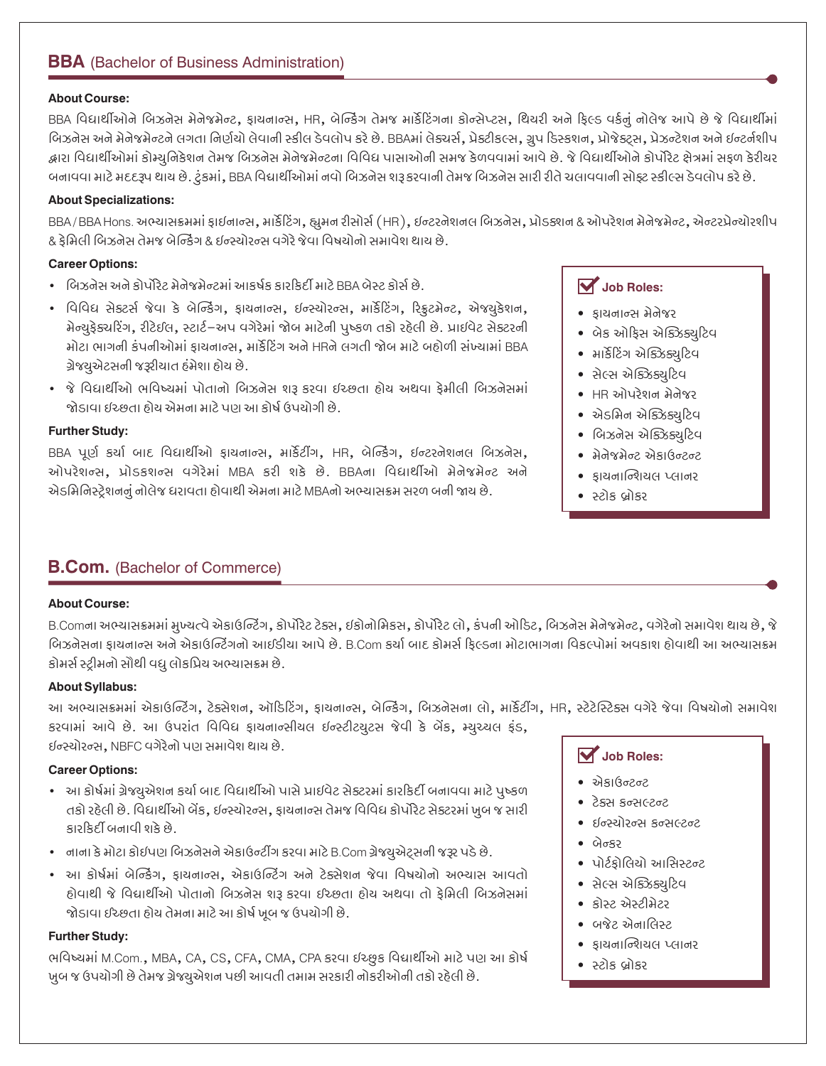## **BBA** (Bachelor of Business Administration)

### About Course:

BBA વિદ્યાર્થીઓને બિઝનેસ મેનેજમેન્ટ, ફાયનાન્સ, HR, બેન્કિંગ તેમજ માર્કેટિંગના કોન્સેપ્ટ્સ, થિયરી અને ફિલ્ડ વર્કનું નોલેજ આપે છે જે વિદ્યાર્થીમાં બિઝનેસ અને મેનેજમેન્ટને લગતા નિર્ણયો લેવાની સ્કીલ ડેવલોપ કરે છે. BBAમાં લેક્ચર્સ, પ્રેક્ટીકલ્સ, ગ્રુપ ડિસ્કશન, પ્રોજેક્ટ્સ, પ્રેઝન્ટેશન અને ઇન્ટર્નશીપ દ્વારા વિદ્યાર્થીઓમાં કોમ્યુનિકેશન તેમજ બિઝનેસ મેનેજમેન્ટના વિવિધ પાસાઓની સમજ કેળવવામાં આવે છે. જે વિદ્યાર્થીઓને કોર્પોરેટ ક્ષેત્રમાં સફળ કેરીયર બનાવવા માટે મદદરૂપ થાય છે. ટુંકમાં, BBA વિદ્યાર્થીઓમાં નવો બિઝનેસ શરૂ કરવાની તેમજ બિઝનેસ સારી રીતે ચલાવવાની સોફ્ટ સ્કીલ્સ ડેવલોપ કરે છે.

### About Specializations:

BBA / BBA Hons. અભ્યાસક્રમમાં ફાઇનાન્સ, માર્કેટિંગ, હ્યુમન રીસોર્સ (HR), ઇન્ટરનેશનલ બિઝનેસ, પ્રોડક્શન & ઓપરેશન મેનેજમેન્ટ, એન્ટરપ્રેન્યોરશીપ & ફેમિલી બિઝનેસ તેમજ બેન્કિંગ & ઇન્સ્યોરન્સ વગેરે જેવા વિષયોનો સમાવેશ થાય છે.

### Career Options:

- બિઝનેસ અને કોર્પોરેટ મેનેજમેન્ટમાં આકર્ષક કારકિર્દી માટે BBA બેસ્ટ કોર્સ છે.
- વિવિધ સેક્ટર્સ જેવા કે બેન્કિંગ, ફાયનાન્સ, ઇન્સ્યોરન્સ, માર્કેટિંગ, રિક્રુટમેન્ટ, એજ્યુકેશન, મેન્યુફેક્ચરિંગ, રીટેઈલ, સ્ટાર્ટ–અપ વગેરેમાં જોબ માટેની પુષ્કળ તકો રહેલી છે. પ્રાઇવેટ સેક્ટરની મોટા ભાગની કંપનીઓમાં ફાયનાન્સ, માર્કેટિંગ અને HRને લગતી જોબ માટે બહોળી સંખ્યામાં BBA ગ્રેજ્યુએટસની જરૂરીયાત હંમેશા હોય છે.
- જે વિદ્યાર્થીઓ ભવિષ્યમાં પોતાનો બિઝનેસ શરૂ કરવા ઇચ્છતા હોય અથવા ફેમીલી બિઝનેસમાં જોડાવા ઇચ્છતા હોય એમના માટે પણ આ કોર્ષ ઉપયોગી છે.

### Further Study:

BBA પૂર્ણ કર્યા બાદ વિદ્યાર્થીઓ ફાયનાન્સ, માર્કેટીંગ, HR, બેન્કિંગ, ઇન્ટરનેશનલ બિઝનેસ, ઓપરેશન્સ, પ્રોડક્શન્સ વગેરેમાં MBA કરી શકે છે. BBAના વિદ્યાર્થીઓ મેનેજમેન્ટ અને એડમિનિસ્ટ્રેશનનું નોલેજ ધરાવતા હોવાથી એમના માટે MBAનો અભ્યાસક્રમ સરળ બની જાય છે.

### Job Roles:

- ફાયનાન્સ મેનેજર
- બેક ઓફિસ એક્ઝિક્યુટિવ
- માર્કેટિંગ એક્ઝિક્યુટિવ
- સેલ્સ એક્ઝિક્યુટિવ
- HR ઓપરેશન મેનેજર
- એડમિન એક્ઝિક્યુટિવ
- બિઝનેસ એક્ઝિક્યુટિવ
- મેનેજમેન્ટ એકાઉન્ટન્ટ
- ફાયનાન્શિયલ પ્લાનર
- સ્ટોક બ્રોકર

## **B.Com.** (Bachelor of Commerce)

### About Course:

B.Comના અભ્યાસક્રમમાં મુખ્યત્વે એકાઉન્ટિંગ, કોર્પોરેટ ટેક્સ, ઇકોનોમિક્સ, કોર્પોરેટ લો, કંપની ઓડિટ, બિઝનેસ મેનેજમેન્ટ, વગેરેનો સમાવેશ થાય છે, જે બિઝનેસના ફાયનાન્સ અને એકાઉન્ટિંગનો આઇડીયા આપે છે. B.Com કર્યા બાદ કોમર્સ ફિલ્ડના મોટાભાગના વિકલ્પોમાં અવકાશ હોવાથી આ અભ્યાસક્રમ કોમર્સ સ્ટ્રીમનો સૌથી વધુ લોકપ્રિય અભ્યાસક્રમ છે.

### About Syllabus:

આ અભ્યાસક્રમમાં એકાઉન્ટિંગ, ટેક્સેશન, ઑડિટિંગ, ફાયનાન્સ, બેન્કિંગ, બિઝનેસના લો, માર્કેટીંગ, HR, સ્ટેટેસ્ટિક્સ વગેરે જેવા વિષયોનો સમાવેશ કરવામાં આવે છે. આ ઉપરાંત વિવિધ ફાયનાન્સીયલ ઇન્સ્ટીટ્યુટસ જેવી કે બેંક, મ્યુચ્યલ ફંડ, ઇન્સ્યોરન્સ, NBFC વગેરેનો પણ સમાવેશ થાય છે.

### Career Options:

- આ કોર્ષમાં ગ્રેજ્યુએશન કર્યા બાદ વિદ્યાર્થીઓ પાસે પ્રાઇવેટ સેક્ટરમાં કારકિર્દી બનાવવા માટે પુષ્કળ તકો રહેલી છે. વિદ્યાર્થીઓ બેંક, ઇન્સ્યોરન્સ, ફાયનાન્સ તેમજ વિવિધ કોર્પોરેટ સેક્ટરમાં ખુબ જ સારી કારકિર્દી બનાવી શકે છે.
- નાના કે મોટા કોઇપણ બિઝનેસને એકાઉન્ટીંગ કરવા માટે B.Com ગ્રેજ્યુએટ્સની જરૂર પડે છે.
- આ કોર્ષમાં બેન્કિંગ, ફાયનાન્સ, એકાઉન્ટિંગ અને ટેક્સેશન જેવા વિષયોનો અભ્યાસ આવતો હોવાથી જે વિદ્યાર્થીઓ પોતાનો બિઝનેસ શરૂ કરવા ઇચ્છતા હોય અથવા તો ફેમિલી બિઝનેસમાં જોડાવા ઇચ્છતા હોય તેમના માટે આ કોર્ષ ખૂબ જ ઉપયોગી છે.

### Further Study:

ભવિષ્યમાં M.Com., MBA, CA, CS, CFA, CMA, CPA કરવા ઇચ્છુક વિદ્યાર્થીઓ માટે પણ આ કોર્ષ ખુબ જ ઉપયોગી છે તેમજ ગ્રેજ્યુએશન પછી આવતી તમામ સરકારી નોકરીઓની તકો રહેલી છે.

### Job Roles:

- એકાઉન્ટન્ટ
- ટેક્સ કન્સલ્ટન્ટ
- ઇન્સ્યોરન્સ કન્સલ્ટન્ટ
- બેન્કર
- પોર્ટફોલિયો આસિસ્ટન્ટ
- સેલ્સ એક્ઝિક્યુટિવ
- કોસ્ટ એસ્ટીમેટર
- બજેટ એનાલિસ્ટ
- ફાયનાન્શિયલ પ્લાનર
- સ્ટોક બ્રોકર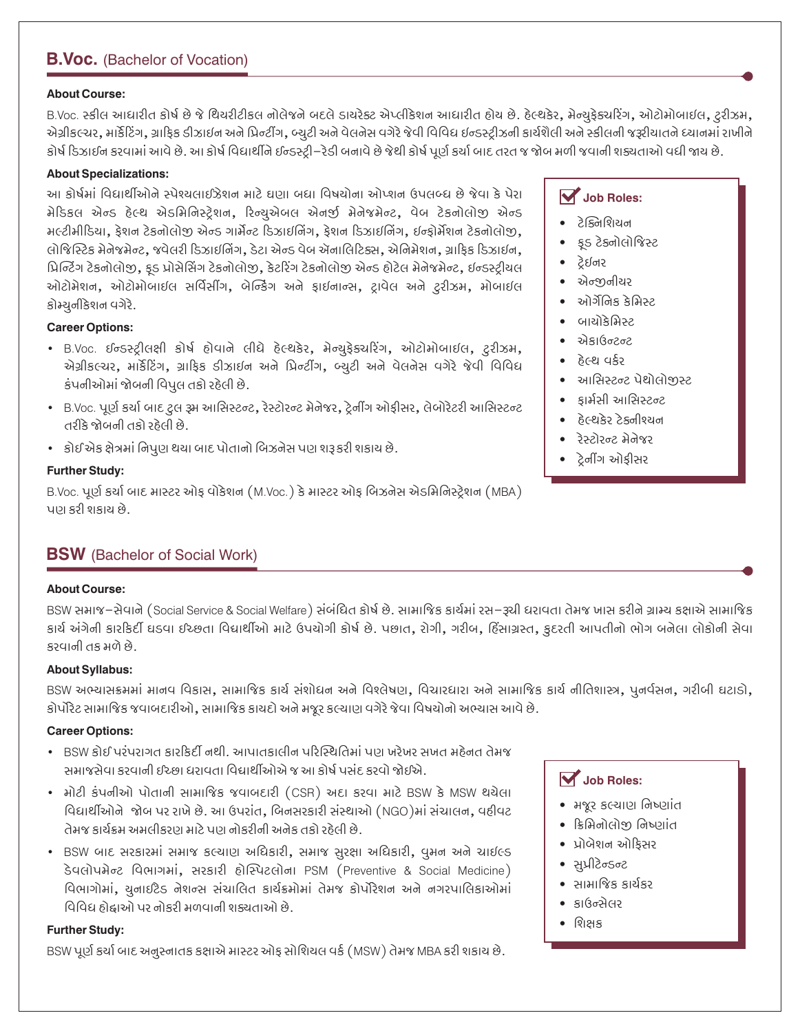## B.Voc. (Bachelor of Vocation)

**About Course:**

B.Voc. સ્કીલ આધારીત કોર્ષ છે જે થિયરીટીકલ નોલેજને બદલે ડાયરેક્ટ એપ્લીકેશન આધારીત હોય છે. હેલ્થકેર, મેન્યુફેક્ચરિંગ, ઓટોમોબાઇલ, ટુરીઝમ, એગ્રીકલ્ચર, માર્કેટિંગ, ગ્રાફિક ડીઝાઇન અને પ્રિન્ટીંગ, બ્યુટી અને વેલનેસ વગેરે જેવી વિવિધ ઇન્ડસ્ટ્રીઝની કાર્યશૈલી અને સ્કીલની જરૂરીયાતને ધ્યાનમાં રાખીને કોર્ષ ડિઝાઇન કરવામાં આવે છે. આ કોર્ષ વિદ્યાર્થીને ઈન્ડસ્ટ્રી–રેડી બનાવે છે જેથી કોર્ષ પૂર્ણ કર્યા બાદ તરત જ જોબ મળી જવાની શક્યતાઓ વધી જાય છે.

**About Specializations:**

આ કોર્ષમાં વિદ્યાર્થીઓને સ્પેશ્યલાઈઝેશન માટે ઘણા બધા વિષયોના ઓપ્શન ઉપલબ્ધ છે જેવા કે પેરા મેડિકલ એન્ડ હેલ્થ એડમિનિસ્ટ્રેશન, રિન્યુએબલ એનર્જી મેનેજમેન્ટ, વેબ ટેકનોલોજી એન્ડ મલ્ટીમીડિયા, ફેશન ટેકનોલોજી એન્ડ ગાર્મેન્ટ ડિઝાઈનિંગ, ફેશન ડિઝાઈનિંગ, ઈન્ફોર્મેશન ટેકનોલોજી, લોજિસ્ટિક મેનેજમેન્ટ, જ્વેલરી ડિઝાઈનિંગ, ડેટા એન્ડ વેબ એનાલિટિક્સ, એનિમેશન, ગ્રાફિક ડિઝાઇન, પ્રિન્ટિંગ ટેકનોલોજી, ફૂડ પ્રોસેસિંગ ટેકનોલોજી, કેટરિંગ ટેકનોલોજી એન્ડ હોટેલ મેનેજમેન્ટ, ઇન્ડસ્ટ્રીયલ ઓટોમેશન, ઓટોમોબાઇલ સર્વિસીંગ, બેન્કિંગ અને ફાઇનાન્સ, ટ્રાવેલ અને ટુરીઝમ, મોબાઇલ કોમ્યુનીકેશન વગેરે.

**Career Options:**

- B.Voc. ઈન્ડસ્ટ્રીલક્ષી કોર્ષ હોવાને લીધે હેલ્થકેર, મેન્યુફેક્ચરિંગ, ઓટોમોબાઇલ, ટુરીઝમ, એગ્રીકલ્ચર, માર્કેટિંગ, ગ્રાફિક ડીઝાઇન અને પ્રિન્ટીંગ, બ્યુટી અને વેલનેસ વગેરે જેવી વિવિધ કંપનીઓમાં જોબની વિપુલ તકો રહેલી છે.
- B.Voc. પૂર્ણ કર્યા બાદ ટુલ રૂમ આસિસ્ટન્ટ, રેસ્ટોરન્ટ મેનેજર, ટ્રેનીંગ ઓફીસર, લેબોરેટરી આસિસ્ટન્ટ તરીકે જોબની તકો રહેલી છે.
- કોઈએક ક્ષેત્રમાં નિપુણ થયા બાદ પોતાનો બિઝનેસ પણ શરૂ કરી શકાય છે.

**Further Study:**

B.Voc. પૂર્ણ કર્યા બાદ માસ્ટર ઓફ વોકેશન (M.Voc.) કે માસ્ટર ઓફ બિઝનેસ એડમિનિસ્ટ્રેશન (MBA) પણ કરી શકાય છે.

**Job Roles:**

- ટેક્નિશિયન
- ફૂડ ટેકનોલોજિસ્ટ
- ટ્રેઇનર
- એન્જીનીયર
- ઓર્ગેનિક કેમિસ્ટ
- બાયોકેમિસ્ટ
- એકાઉન્ટન્ટ
- હેલ્થ વર્કર
- આસિસ્ટન્ટ પેથોલોજીસ્ટ
- ફાર્મસી આસિસ્ટન્ટ
- હેલ્થકેર ટેકનીશ્યન
- રેસ્ટોરન્ટ મેનેજર
- ટ્રેનીંગ ઓફીસર

## BSW (Bachelor of Social Work)

**About Course:**

BSW સમાજ–સેવાને (Social Service & Social Welfare) સંબંધિત કોર્ષ છે. સામાજિક કાર્યમાં રસ–રૂચી ધરાવતા તેમજ ખાસ કરીને ગ્રામ્ય કક્ષાએ સામાજિક કાર્ય અંગેની કારકિર્દી ઘડવા ઈચ્છતા વિદ્યાર્થીઓ માટે ઉપયોગી કોર્ષ છે. પછાત, રોગી, ગરીબ, હિંસાગ્રસ્ત, કુદરતી આપતીનો ભોગ બનેલા લોકોની સેવા કરવાની તક મળે છે.

**About Syllabus:**

BSW અભ્યાસક્રમમાં માનવ વિકાસ, સામાજિક કાર્ય સંશોધન અને વિશ્લેષણ, વિચારધારા અને સામાજિક કાર્ય નીતિશાસ્ત્ર, પુનર્વસન, ગરીબી ઘટાડો, કોર્પોરેટ સામાજિક જવાબદારીઓ, સામાજિક કાયદો અને મજૂર કલ્યાણ વગેરે જેવા વિષયોનો અભ્યાસ આવે છે.

**Career Options:**

- BSW કોઈ પરંપરાગત કારકિર્દી નથી. આપાતકાલીન પરિસ્થિતિમાં પણ ખરેખર સખત મહેનત તેમજ સમાજસેવા કરવાની ઈચ્છા ધરાવતા વિદ્યાર્થીઓએ જ આ કોર્ષ પસંદ કરવો જોઈએ.
- મોટી કંપનીઓ પોતાની સામાજિક જવાબદારી (CSR) અદા કરવા માટે BSW કે MSW થયેલા વિદ્યાર્થીઓને જોબ પર રાખે છે. આ ઉપરાંત, બિનસરકારી સંસ્થાઓ (NGO)માં સંચાલન, વહીવટ તેમજ કાર્યક્રમ અમલીકરણ માટે પણ નોકરીની અનેક તકો રહેલી છે.
- BSW બાદ સરકારમાં સમાજ કલ્યાણ અધિકારી, સમાજ સુરક્ષા અધિકારી, વુમન અને ચાઇલ્ડ ડેવલોપમેન્ટ વિભાગમાં, સરકારી હોસ્પિટલોના PSM (Preventive & Social Medicine) વિભાગોમાં, યુનાઇટેડ નેશન્સ સંચાલિત કાર્યક્રમોમાં તેમજ કોર્પોરેશન અને નગરપાલિકાઓમાં વિવિધ હોદ્દાઓ પર નોકરી મળવાની શક્યતાઓ છે.

**Further Study:**

BSW પૂર્ણ કર્યા બાદ અનુસ્નાતક કક્ષાએ માસ્ટર ઓફ સોશિયલ વર્ક (MSW) તેમજ MBA કરી શકાય છે.

**Job Roles:**

- મજૂર કલ્યાણ નિષ્ણાંત
- ક્રિમિનોલોજી નિષ્ણાંત
- પ્રોબેશન ઓફિસર
- સુપ્રીટેન્ડન્ટ
- સામાજિક કાર્યકર
- કાઉન્સેલર
- શિક્ષક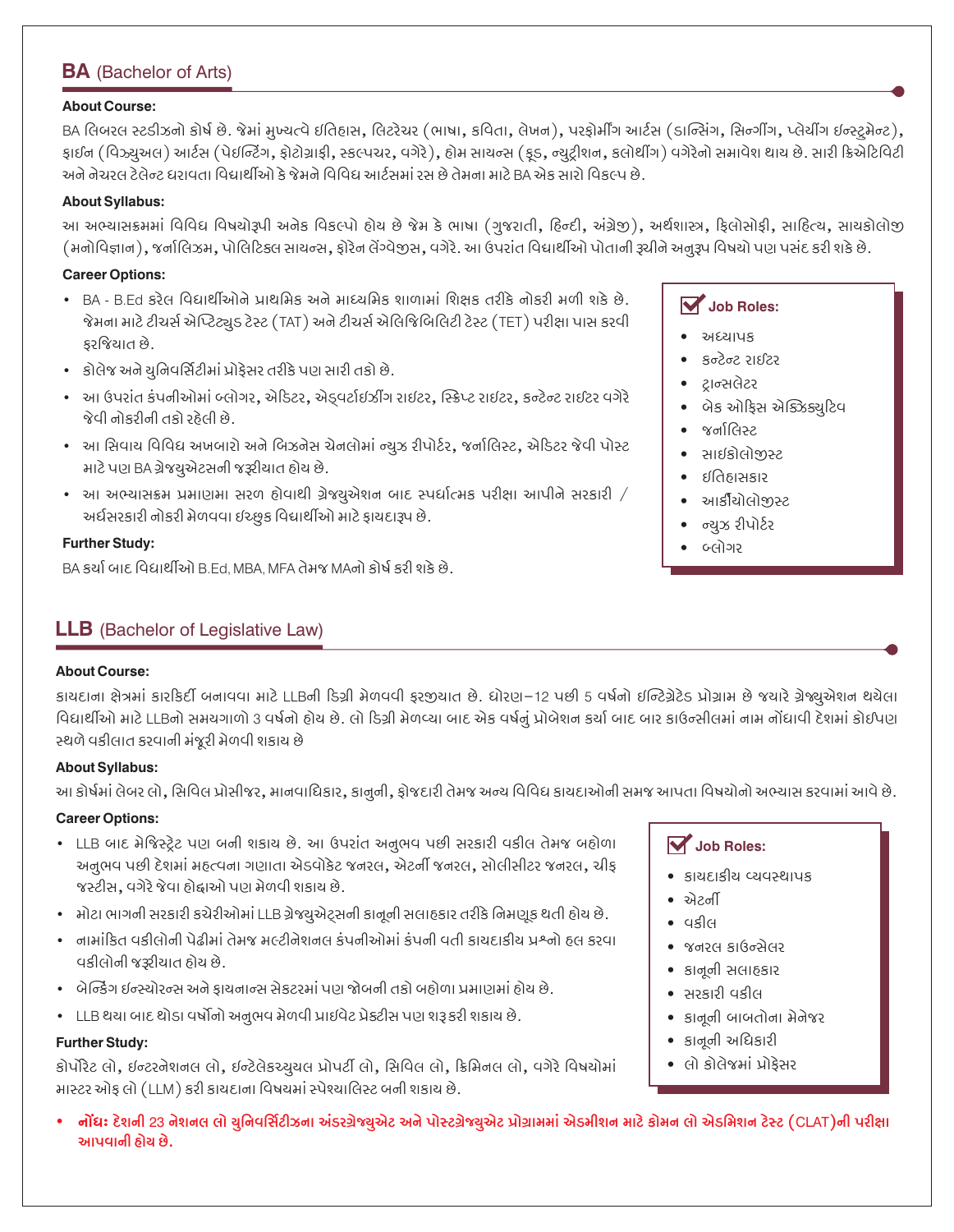## BA (Bachelor of Arts)

**About Course:**

BA લિબરલ સ્ટડીઝનો કોર્ષ છે. જેમાં મુખ્યત્વે ઈતિહાસ, લિટરેચર (ભાષા, કવિતા, લેખન), પરફોર્મીંગ આર્ટસ (ડાન્સિંગ, સિન્ગીંગ, પ્લેયીંગ ઈન્સ્ટ્રુમેન્ટ), ફાઈન (વિઝ્યુઅલ) આર્ટસ (પેઈન્ટિંગ, ફોટોગ્રાફી, સ્કલ્પચર, વગેરે), હોમ સાયન્સ (ફૂડ, ન્યુટ્રીશન, કલોથીંગ) વગેરેનો સમાવેશ થાય છે. સારી ક્રિએટિવિટી અને નેચરલ ટેલેન્ટ ધરાવતા વિદ્યાર્થીઓ કે જેમને વિવિધ આર્ટસમાં રસ છે તેમના માટે BA એક સારો વિકલ્પ છે.

**About Syllabus:**

આ અભ્યાસક્રમમાં વિવિધ વિષયોરૂપી અનેક વિકલ્પો હોય છે જેમ કે ભાષા (ગુજરાતી, હિન્દી, અંગ્રેજી), અર્થશાસ્ત્ર, ફિલોસોફી, સાહિત્ય, સાયકોલોજી (મનોવિજ્ઞાન), જર્નાલિઝમ, પોલિટિકલ સાયન્સ, ફોરેન લેંગ્વેજીસ, વગેરે. આ ઉપરાંત વિદ્યાર્થીઓ પોતાની રૂચીને અનુરૂપ વિષયો પણ પસંદ કરી શકે છે.

**Career Options:**

- BA - B.Ed કરેલ વિદ્યાર્થીઓને પ્રાથમિક અને માધ્યમિક શાળામાં શિક્ષક તરીકે નોકરી મળી શકે છે. જેમના માટે ટીચર્સ એપ્ટિટ્યુડ ટેસ્ટ (TAT) અને ટીચર્સ એલિજિબિલિટી ટેસ્ટ (TET) પરીક્ષા પાસ કરવી ફરજિયાત છે.
- કોલેજ અને યુનિવર્સિટીમાં પ્રોફેસર તરીકે પણ સારી તકો છે.
- આ ઉપરાંત કંપનીઓમાં બ્લોગર, એડિટર, એડ્વર્ટાઈઝીંગ રાઇટર, સ્ક્રિપ્ટ રાઇટર, કન્ટેન્ટ રાઈટર વગેરે જેવી નોકરીની તકો રહેલી છે.
- આ સિવાય વિવિધ અખબારો અને બિઝનેસ ચેનલોમાં ન્યુઝ રીપોર્ટર, જર્નાલિસ્ટ, એડિટર જેવી પોસ્ટ માટે પણ BA ગ્રેજ્યુએટસની જરૂરીયાત હોય છે.
- આ અભ્યાસક્રમ પ્રમાણમા સરળ હોવાથી ગ્રેજ્યુએશન બાદ સ્પર્ધાત્મક પરીક્ષા આપીને સરકારી / અર્ધસરકારી નોકરી મેળવવા ઈચ્છુક વિદ્યાર્થીઓ માટે ફાયદારૂપ છે.

**Job Roles:**

- અધ્યાપક
- કન્ટેન્ટ રાઈટર
- ટ્રાન્સલેટર
- બેક ઓફિસ એક્ઝિક્યુટિવ
- જર્નાલિસ્ટ
- સાઇકોલોજીસ્ટ
- ઈતિહાસકાર
- આર્કીયોલોજીસ્ટ
- ન્યુઝ રીપોર્ટર
- બ્લોગર

**Further Study:**

BA કર્યા બાદ વિદ્યાર્થીઓ B.Ed, MBA, MFA તેમજ MAનો કોર્ષ કરી શકે છે.

## LLB (Bachelor of Legislative Law)

**About Course:**

કાયદાના ક્ષેત્રમાં કારકિર્દી બનાવવા માટે LLBની ડિગ્રી મેળવવી ફરજીયાત છે. ધોરણ–12 પછી 5 વર્ષનો ઇન્ટિગ્રેટેડ પ્રોગ્રામ છે જયારે ગ્રેજ્યુએશન થયેલા વિદ્યાર્થીઓ માટે LLBનો સમયગાળો 3 વર્ષનો હોય છે. લો ડિગ્રી મેળવ્યા બાદ એક વર્ષનું પ્રોબેશન કર્યા બાદ બાર કાઉન્સીલમાં નામ નોંધાવી દેશમાં કોઈપણ સ્થળે વકીલાત કરવાની મંજૂરી મેળવી શકાય છે

**About Syllabus:**

આ કોર્ષમાં લેબર લો, સિવિલ પ્રોસીજર, માનવાધિકાર, કાનુની, ફોજદારી તેમજ અન્ય વિવિધ કાયદાઓની સમજ આપતા વિષયોનો અભ્યાસ કરવામાં આવે છે.

**Career Options:**

- LLB બાદ મેજિસ્ટ્રેટ પણ બની શકાય છે. આ ઉપરાંત અનુભવ પછી સરકારી વકીલ તેમજ બહોળા અનુભવ પછી દેશમાં મહત્વના ગણાતા એડવોકેટ જનરલ, એટર્ની જનરલ, સોલીસીટર જનરલ, ચીફ જસ્ટીસ, વગેરે જેવા હોદ્દાઓ પણ મેળવી શકાય છે.
- મોટા ભાગની સરકારી કચેરીઓમાં LLB ગ્રેજ્યુએટ્સની કાનૂની સલાહકાર તરીકે નિમણૂક થતી હોય છે.
- નામાંકિત વકીલોની પેઢીમાં તેમજ મલ્ટીનેશનલ કંપનીઓમાં કંપની વતી કાયદાકીય પ્રશ્નો હલ કરવા વકીલોની જરૂરીયાત હોય છે.
- બેન્કિંગ ઇન્સ્યોરન્સ અને ફાયનાન્સ સેકટરમાં પણ જોબની તકો બહોળા પ્રમાણમાં હોય છે.
- LLB થયા બાદ થોડા વર્ષોનો અનુભવ મેળવી પ્રાઈવેટ પ્રેક્ટીસ પણ શરૂ કરી શકાય છે.

**Job Roles:**

- કાયદાકીય વ્યવસ્થાપક
- એટર્ની
- વકીલ
- જનરલ કાઉન્સેલર
- કાનૂની સલાહકાર
- સરકારી વકીલ
- કાનૂની બાબતોના મેનેજર
- કાનૂની અધિકારી
- લો કોલેજમાં પ્રોફેસર

**Further Study:**

કોર્પોરેટ લો, ઈન્ટરનેશનલ લો, ઈન્ટેલેકચ્યુયલ પ્રોપર્ટી લો, સિવિલ લો, ક્રિમિનલ લો, વગેરે વિષયોમાં માસ્ટર ઓફ લો (LLM) કરી કાયદાના વિષયમાં સ્પેશ્યાલિસ્ટ બની શકાય છે.

- **નોંધઃ દેશની 23 નેશનલ લો યુનિવર્સિટીઝના અંડરગ્રેજ્યુએટ અને પોસ્ટગ્રેજ્યુએટ પ્રોગ્રામમાં એડમીશન માટે કોમન લો એડમિશન ટેસ્ટ (CLAT)ની પરીક્ષા આપવાની હોય છે.**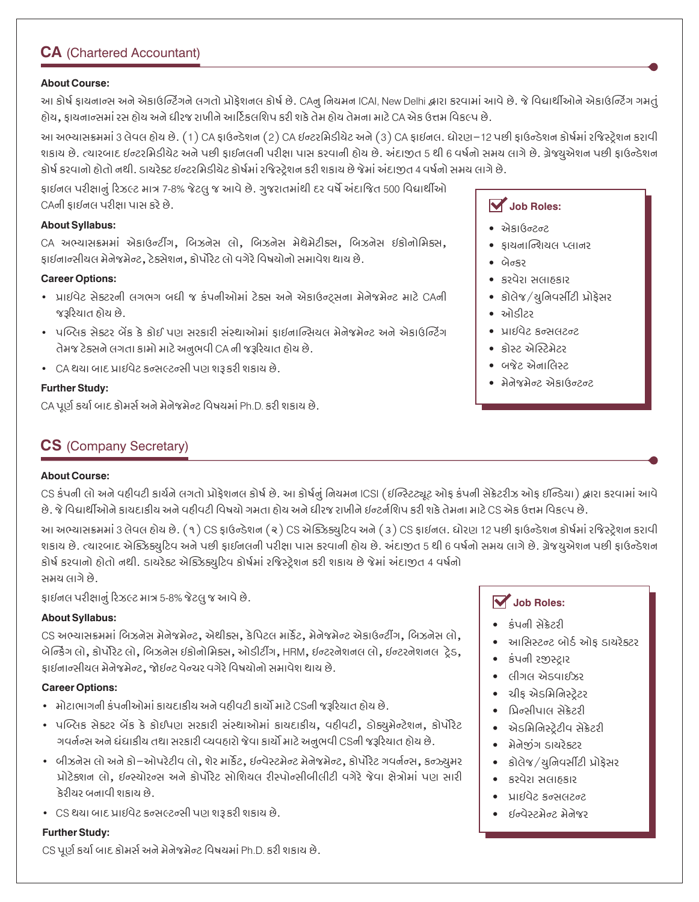## CA (Chartered Accountant)

**About Course:**

આ કોર્ષ ફાયનાન્સ અને એકાઉન્ટિંગને લગતો પ્રોફેશનલ કોર્ષ છે. CAનુ નિયમન ICAI, New Delhi દ્વારા કરવામાં આવે છે. જે વિદ્યાર્થીઓને એકાઉન્ટિંગ ગમતું હોય, ફાયનાન્સમાં રસ હોય અને ધીરજ રાખીને આર્ટિકલશિપ કરી શકે તેમ હોય તેમના માટે CA એક ઉત્તમ વિકલ્પ છે.

આ અભ્યાસક્રમમાં 3 લેવલ હોય છે. (1) CA ફાઉન્ડેશન (2) CA ઈન્ટરમિડીયેટ અને (3) CA ફાઈનલ. ધોરણ–12 પછી ફાઉન્ડેશન કોર્ષમાં રજિસ્ટ્રેશન કરાવી શકાય છે. ત્યારબાદ ઈન્ટરમિડીયેટ અને પછી ફાઈનલની પરીક્ષા પાસ કરવાની હોય છે. અંદાજીત 5 થી 6 વર્ષનો સમય લાગે છે. ગ્રેજ્યુએશન પછી ફાઉન્ડેશન કોર્ષ કરવાનો હોતો નથી. ડાયરેક્ટ ઈન્ટરમિડીયેટ કોર્ષમાં રજિસ્ટ્રેશન કરી શકાય છે જેમાં અંદાજીત 4 વર્ષનો સમય લાગે છે.

ફાઈનલ પરીક્ષાનું રિઝલ્ટ માત્ર 7-8% જેટલુ જ આવે છે. ગુજરાતમાંથી દર વર્ષે અંદાજિત 500 વિદ્યાર્થીઓ CAની ફાઈનલ પરીક્ષા પાસ કરે છે.

**About Syllabus:**

CA અભ્યાસક્રમમાં એકાઉન્ટીંગ, બિઝનેસ લો, બિઝનેસ મેથેમેટીક્સ, બિઝનેસ ઇકોનોમિક્સ, ફાઈનાન્સીયલ મેનેજમેન્ટ, ટેક્સેશન, કોર્પોરેટ લો વગેરે વિષયોનો સમાવેશ થાય છે.

**Career Options:**

- પ્રાઈવેટ સેક્ટરની લગભગ બધી જ કંપનીઓમાં ટેક્સ અને એકાઉન્ટ્સના મેનેજમેન્ટ માટે CAની જરૂરિયાત હોય છે.
- પબ્લિક સેક્ટર બેંક કે કોઈ પણ સરકારી સંસ્થાઓમાં ફાઇનાન્સિયલ મેનેજમેન્ટ અને એકાઉન્ટિંગ તેમજ ટેક્સને લગતા કામો માટે અનુભવી CA ની જરૂરિયાત હોય છે.
- CA થયા બાદ પ્રાઈવેટ કન્સલ્ટન્સી પણ શરૂ કરી શકાય છે.

**Further Study:**

CA પૂર્ણ કર્યા બાદ કોમર્સ અને મેનેજમેન્ટ વિષયમાં Ph.D. કરી શકાય છે.

**Job Roles:**

- એકાઉન્ટન્ટ
- ફાયનાન્શિયલ પ્લાનર
- બેન્કર
- કરવેરા સલાહકાર
- કોલેજ/યુનિવર્સીટી પ્રોફેસર
- ઓડીટર
- પ્રાઈવેટ કન્સલટન્ટ
- કોસ્ટ એસ્ટિમેટર
- બજેટ એનાલિસ્ટ
- મેનેજમેન્ટ એકાઉન્ટન્ટ

## CS (Company Secretary)

**About Course:**

CS કંપની લો અને વહીવટી કાર્યને લગતો પ્રોફેશનલ કોર્ષ છે. આ કોર્ષનું નિયમન ICSI (ઈન્સ્ટિટ્યૂટ ઓફ કંપની સેક્રેટરીઝ ઓફ ઈન્ડિયા) દ્વારા કરવામાં આવે છે. જે વિદ્યાર્થીઓને કાયદાકીય અને વહીવટી વિષયો ગમતા હોય અને ધીરજ રાખીને ઈન્ટર્નશિપ કરી શકે તેમના માટે CS એક ઉત્તમ વિકલ્પ છે.

આ અભ્યાસક્રમમાં 3 લેવલ હોય છે. (૧) CS ફાઉન્ડેશન (૨) CS એક્ઝિક્યુટિવ અને (૩) CS ફાઈનલ. ધોરણ 12 પછી ફાઉન્ડેશન કોર્ષમાં રજિસ્ટ્રેશન કરાવી શકાય છે. ત્યારબાદ એક્ઝિક્યુટિવ અને પછી ફાઈનલની પરીક્ષા પાસ કરવાની હોય છે. અંદાજીત 5 થી 6 વર્ષનો સમય લાગે છે. ગ્રેજયુએશન પછી ફાઉન્ડેશન કોર્ષ કરવાનો હોતો નથી. ડાયરેક્ટ એક્ઝિક્યુટિવ કોર્ષમાં રજિસ્ટ્રેશન કરી શકાય છે જેમાં અંદાજીત 4 વર્ષનો સમય લાગે છે.

ફાઈનલ પરીક્ષાનું રિઝલ્ટ માત્ર 5-8% જેટલુ જ આવે છે.

**About Syllabus:**

CS અભ્યાસક્રમમાં બિઝનેસ મેનેજમેન્ટ, એથીક્સ, કેપિટલ માર્કેટ, મેનેજમેન્ટ એકાઉન્ટીંગ, બિઝનેસ લો, બેન્કિંગ લો, કોર્પોરેટ લો, બિઝનેસ ઇકોનોમિક્સ, ઓડીટીંગ, HRM, ઈન્ટરનેશનલ લો, ઈન્ટરનેશનલ ટ્રેડ, ફાઈનાન્સીયલ મેનેજમેન્ટ, જોઈન્ટ વેન્ચર વગેરે વિષયોનો સમાવેશ થાય છે.

**Career Options:**

- મોટાભાગની કંપનીઓમાં કાયદાકીય અને વહીવટી કાર્યો માટે CSની જરૂરિયાત હોય છે.
- પબ્લિક સેક્ટર બેંક કે કોઈપણ સરકારી સંસ્થાઓમાં કાયદાકીય, વહીવટી, ડોક્યુમેન્ટેશન, કોર્પોરેટ ગવર્નન્સ અને ધંધાકીય તથા સરકારી વ્યવહારો જેવા કાર્યો માટે અનુભવી CSની જરૂરિયાત હોય છે.
- બીઝનેસ લો અને કો–ઓપરેટીવ લો, શેર માર્કેટ, ઈન્વેસ્ટમેન્ટ મેનેજમેન્ટ, કોર્પોરેટ ગવર્નન્સ, કન્ઝ્યુમર પ્રોટેક્શન લો, ઈન્સ્યોરન્સ અને કોર્પોરેટ સોશિયલ રીસ્પોન્સીબીલીટી વગેરે જેવા ક્ષેત્રોમાં પણ સારી કેરીયર બનાવી શકાય છે.
- CS થયા બાદ પ્રાઈવેટ કન્સલ્ટન્સી પણ શરૂ કરી શકાય છે.

**Further Study:**

CS પૂર્ણ કર્યા બાદ કોમર્સ અને મેનેજમેન્ટ વિષયમાં Ph.D. કરી શકાય છે.

**Job Roles:**

- કંપની સેક્રેટરી
- આસિસ્ટન્ટ બોર્ડ ઓફ ડાયરેક્ટર
- કંપની રજીસ્ટ્રાર
- લીગલ એડવાઈઝર
- ચીફ એડમિનિસ્ટ્રેટર
- પ્રિન્સીપાલ સેક્રેટરી
- એડમિનિસ્ટ્રેટીવ સેક્રેટરી
- મેનેજીંગ ડાયરેક્ટર
- કોલેજ/યુનિવર્સીટી પ્રોફેસર
- કરવેરા સલાહકાર
- પ્રાઈવેટ કન્સલટન્ટ
- ઈન્વેસ્ટમેન્ટ મેનેજર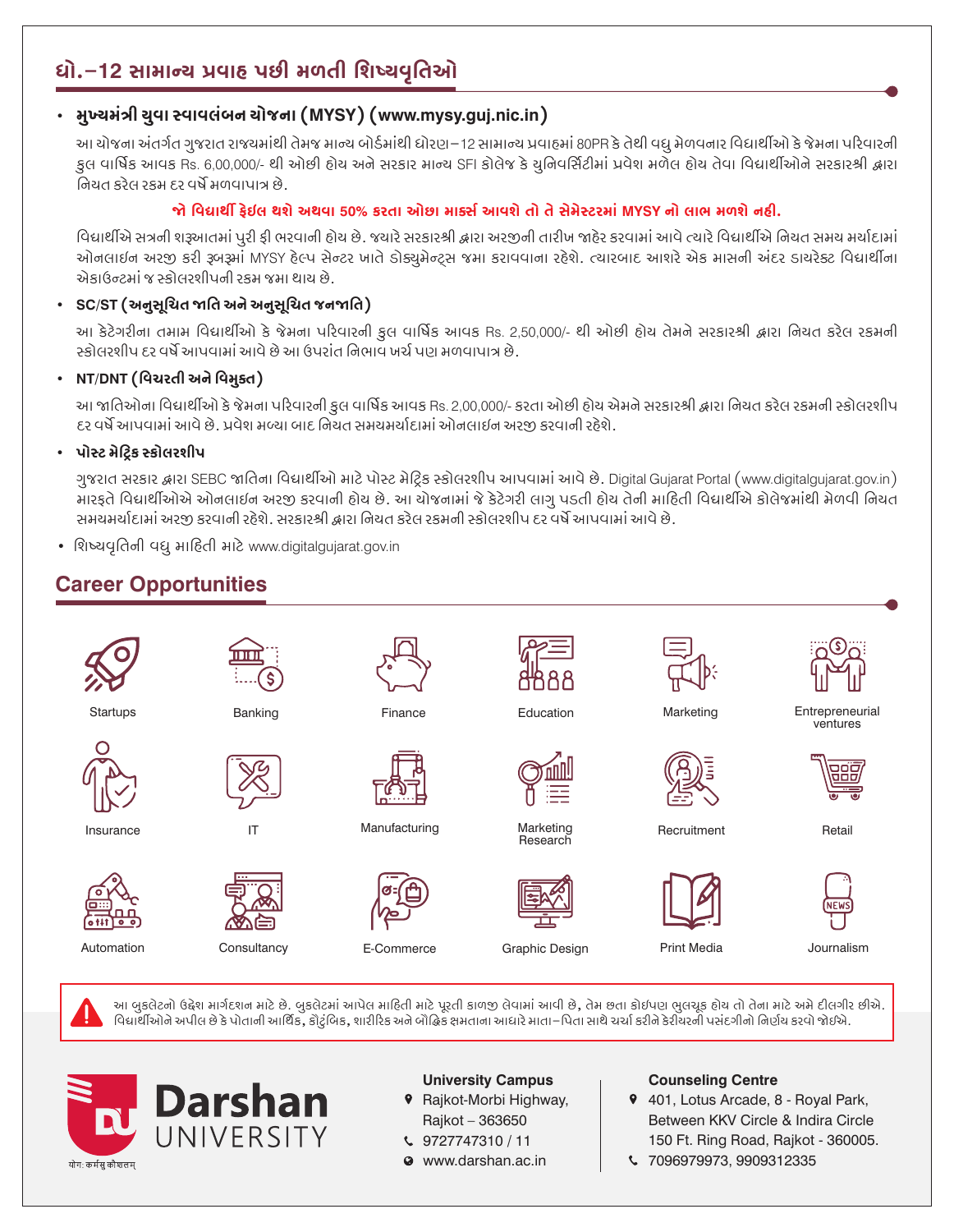## ધો.–12 સામાન્ય પ્રવાહ પછી મળતી શિષ્યવૃતિઓ

- **મુખ્યમંત્રી યુવા સ્વાવલંબન યોજના (MYSY) (www.mysy.guj.nic.in)**

  આ યોજના અંતર્ગત ગુજરાત રાજયમાંથી તેમજ માન્ય બોર્ડમાંથી ધોરણ–12 સામાન્ય પ્રવાહમાં 80PR કે તેથી વધુ મેળવનાર વિદ્યાર્થીઓ કે જેમના પરિવારની કુલ વાર્ષિક આવક Rs. 6,00,000/- થી ઓછી હોય અને સરકાર માન્ય SFI કોલેજ કે યુનિવર્સિટીમાં પ્રવેશ મળેલ હોય તેવા વિદ્યાર્થીઓને સરકારશ્રી દ્વારા નિયત કરેલ રકમ દર વર્ષે મળવાપાત્ર છે.

  **જો વિદ્યાર્થી ફેઈલ થશે અથવા 50% કરતા ઓછા માર્ક્સ આવશે તો તે સેમેસ્ટરમાં MYSY નો લાભ મળશે નહી.**

  વિદ્યાર્થીએ સત્રની શરૂઆતમાં પુરી ફી ભરવાની હોય છે. જયારે સરકારશ્રી દ્વારા અરજીની તારીખ જાહેર કરવામાં આવે ત્યારે વિદ્યાર્થીએ નિયત સમય મર્યાદામાં ઓનલાઈન અરજી કરી રૂબરૂમાં MYSY હેલ્પ સેન્ટર ખાતે ડોક્યુમેન્ટ્સ જમા કરાવવાના રહેશે. ત્યારબાદ આશરે એક માસની અંદર ડાયરેક્ટ વિદ્યાર્થીના એકાઉન્ટમાં જ સ્કોલરશીપની રકમ જમા થાય છે.

- **SC/ST (અનુસૂચિત જાતિ અને અનુસૂચિત જનજાતિ)**

  આ કેટેગરીના તમામ વિદ્યાર્થીઓ કે જેમના પરિવારની કુલ વાર્ષિક આવક Rs. 2,50,000/- થી ઓછી હોય તેમને સરકારશ્રી દ્વારા નિયત કરેલ રકમની સ્કોલરશીપ દર વર્ષે આપવામાં આવે છે આ ઉપરાંત નિભાવ ખર્ચ પણ મળવાપાત્ર છે.

- **NT/DNT (વિચરતી અને વિમુક્ત)**

  આ જાતિઓના વિદ્યાર્થીઓ કે જેમના પરિવારની કુલ વાર્ષિક આવક Rs. 2,00,000/- કરતા ઓછી હોય એમને સરકારશ્રી દ્વારા નિયત કરેલ રકમની સ્કોલરશીપ દર વર્ષે આપવામાં આવે છે. પ્રવેશ મળ્યા બાદ નિયત સમયમર્યાદામાં ઓનલાઈન અરજી કરવાની રહેશે.

- **પોસ્ટ મેટ્રિક સ્કોલરશીપ**

  ગુજરાત સરકાર દ્વારા SEBC જાતિના વિદ્યાર્થીઓ માટે પોસ્ટ મેટ્રિક સ્કોલરશીપ આપવામાં આવે છે. Digital Gujarat Portal (www.digitalgujarat.gov.in) મારફતે વિદ્યાર્થીઓએ ઓનલાઈન અરજી કરવાની હોય છે. આ યોજનામાં જે કેટેગરી લાગુ પડતી હોય તેની માહિતી વિદ્યાર્થીએ કોલેજમાંથી મેળવી નિયત સમયમર્યાદામાં અરજી કરવાની રહેશે. સરકારશ્રી દ્વારા નિયત કરેલ રકમની સ્કોલરશીપ દર વર્ષે આપવામાં આવે છે.

- શિષ્યવૃતિની વધુ માહિતી માટે www.digitalgujarat.gov.in

## Career Opportunities

Startups
Banking
Finance
Education
Marketing
Entrepreneurial ventures
Insurance
IT
Manufacturing
Marketing Research
Recruitment
Retail
Automation
Consultancy
E-Commerce
Graphic Design
Print Media
Journalism

આ બુકલેટનો ઉદ્દેશ માર્ગદર્શન માટે છે. બુકલેટમાં આપેલ માહિતી માટે પૂરતી કાળજી લેવામાં આવી છે, તેમ છતા કોઈપણ ભુલચૂક હોય તો તેના માટે અમે દીલગીર છીએ. વિદ્યાર્થીઓને અપીલ છે કે પોતાની આર્થિક, કૌટુંબિક, શારીરિક અને બૌદ્ધિક ક્ષમતાના આધારે માતા–પિતા સાથે ચર્ચા કરીને કેરીયરની પસંદગીનો નિર્ણય કરવો જોઈએ.

**Darshan UNIVERSITY**
योगः कर्मसु कौशलम्

**University Campus**
Rajkot-Morbi Highway,
Rajkot – 363650
9727747310 / 11
www.darshan.ac.in

**Counseling Centre**
401, Lotus Arcade, 8 - Royal Park,
Between KKV Circle & Indira Circle
150 Ft. Ring Road, Rajkot - 360005.
7096979973, 9909312335